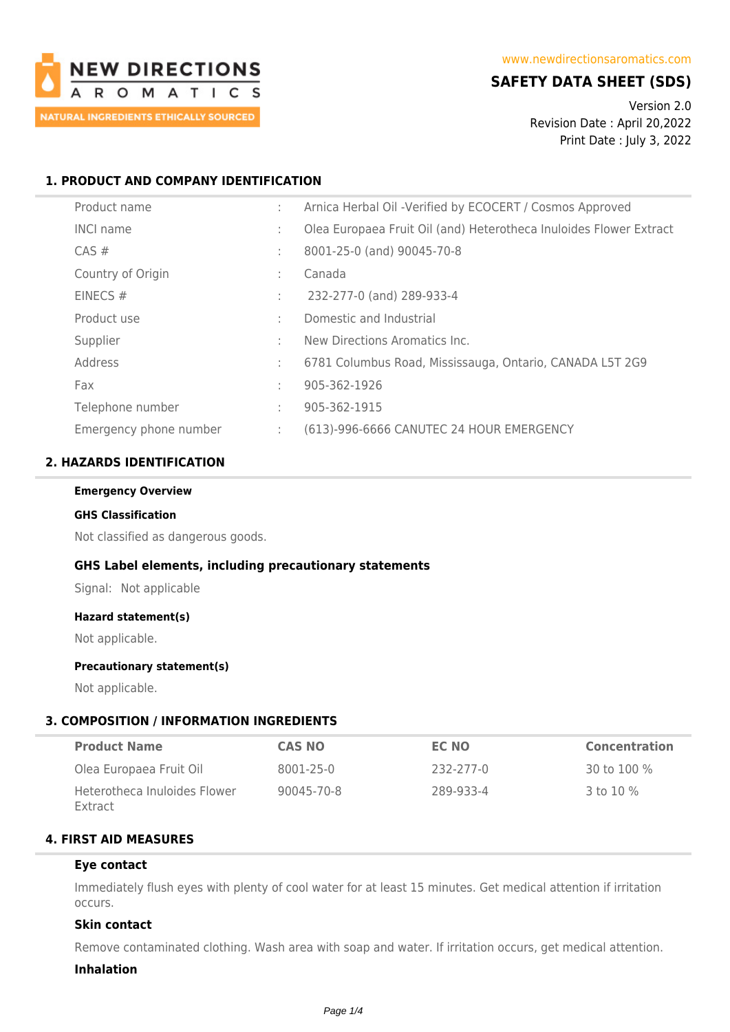NEW DIRECTIONS AROMATICS

NATURAL INGREDIENTS ETHICALLY SOURCED

www.newdirectionsaromatics.com

# SAFETY DATA SHEET (SDS)

Version 2.0
Revision Date : April 20,2022
Print Date : July 3, 2022

## 1. PRODUCT AND COMPANY IDENTIFICATION

| | | |
|---|---|---|
| Product name | : | Arnica Herbal Oil -Verified by ECOCERT / Cosmos Approved |
| INCI name | : | Olea Europaea Fruit Oil (and) Heterotheca Inuloides Flower Extract |
| CAS # | : | 8001-25-0 (and) 90045-70-8 |
| Country of Origin | : | Canada |
| EINECS # | : | 232-277-0 (and) 289-933-4 |
| Product use | : | Domestic and Industrial |
| Supplier | : | New Directions Aromatics Inc. |
| Address | : | 6781 Columbus Road, Mississauga, Ontario, CANADA L5T 2G9 |
| Fax | : | 905-362-1926 |
| Telephone number | : | 905-362-1915 |
| Emergency phone number | : | (613)-996-6666 CANUTEC 24 HOUR EMERGENCY |

## 2. HAZARDS IDENTIFICATION

**Emergency Overview**

**GHS Classification**

Not classified as dangerous goods.

### GHS Label elements, including precautionary statements

Signal: Not applicable

**Hazard statement(s)**

Not applicable.

**Precautionary statement(s)**

Not applicable.

## 3. COMPOSITION / INFORMATION INGREDIENTS

| Product Name | CAS NO | EC NO | Concentration |
|---|---|---|---|
| Olea Europaea Fruit Oil | 8001-25-0 | 232-277-0 | 30 to 100 % |
| Heterotheca Inuloides Flower Extract | 90045-70-8 | 289-933-4 | 3 to 10 % |

## 4. FIRST AID MEASURES

### Eye contact

Immediately flush eyes with plenty of cool water for at least 15 minutes. Get medical attention if irritation occurs.

### Skin contact

Remove contaminated clothing. Wash area with soap and water. If irritation occurs, get medical attention.

### Inhalation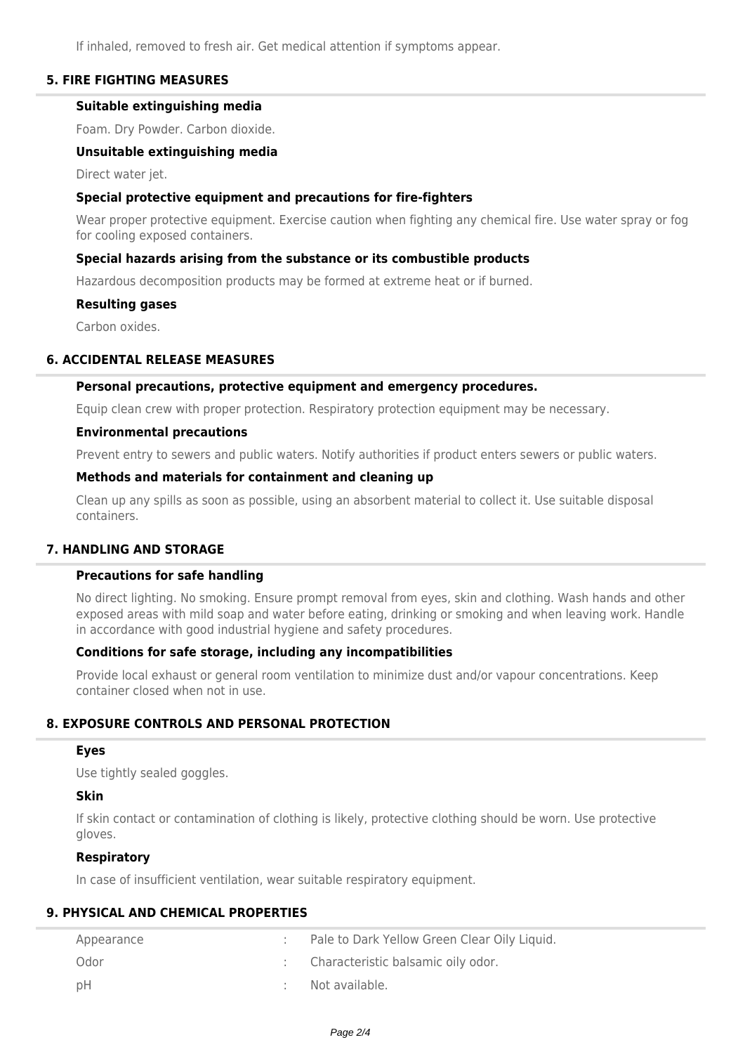If inhaled, removed to fresh air. Get medical attention if symptoms appear.

## 5. FIRE FIGHTING MEASURES

### Suitable extinguishing media

Foam. Dry Powder. Carbon dioxide.

### Unsuitable extinguishing media

Direct water jet.

### Special protective equipment and precautions for fire-fighters

Wear proper protective equipment. Exercise caution when fighting any chemical fire. Use water spray or fog for cooling exposed containers.

### Special hazards arising from the substance or its combustible products

Hazardous decomposition products may be formed at extreme heat or if burned.

### Resulting gases

Carbon oxides.

## 6. ACCIDENTAL RELEASE MEASURES

### Personal precautions, protective equipment and emergency procedures.

Equip clean crew with proper protection. Respiratory protection equipment may be necessary.

### Environmental precautions

Prevent entry to sewers and public waters. Notify authorities if product enters sewers or public waters.

### Methods and materials for containment and cleaning up

Clean up any spills as soon as possible, using an absorbent material to collect it. Use suitable disposal containers.

## 7. HANDLING AND STORAGE

### Precautions for safe handling

No direct lighting. No smoking. Ensure prompt removal from eyes, skin and clothing. Wash hands and other exposed areas with mild soap and water before eating, drinking or smoking and when leaving work. Handle in accordance with good industrial hygiene and safety procedures.

### Conditions for safe storage, including any incompatibilities

Provide local exhaust or general room ventilation to minimize dust and/or vapour concentrations. Keep container closed when not in use.

## 8. EXPOSURE CONTROLS AND PERSONAL PROTECTION

### Eyes

Use tightly sealed goggles.

### Skin

If skin contact or contamination of clothing is likely, protective clothing should be worn. Use protective gloves.

### Respiratory

In case of insufficient ventilation, wear suitable respiratory equipment.

## 9. PHYSICAL AND CHEMICAL PROPERTIES

| | | |
|---|---|---|
| Appearance | : | Pale to Dark Yellow Green Clear Oily Liquid. |
| Odor | : | Characteristic balsamic oily odor. |
| pH | : | Not available. |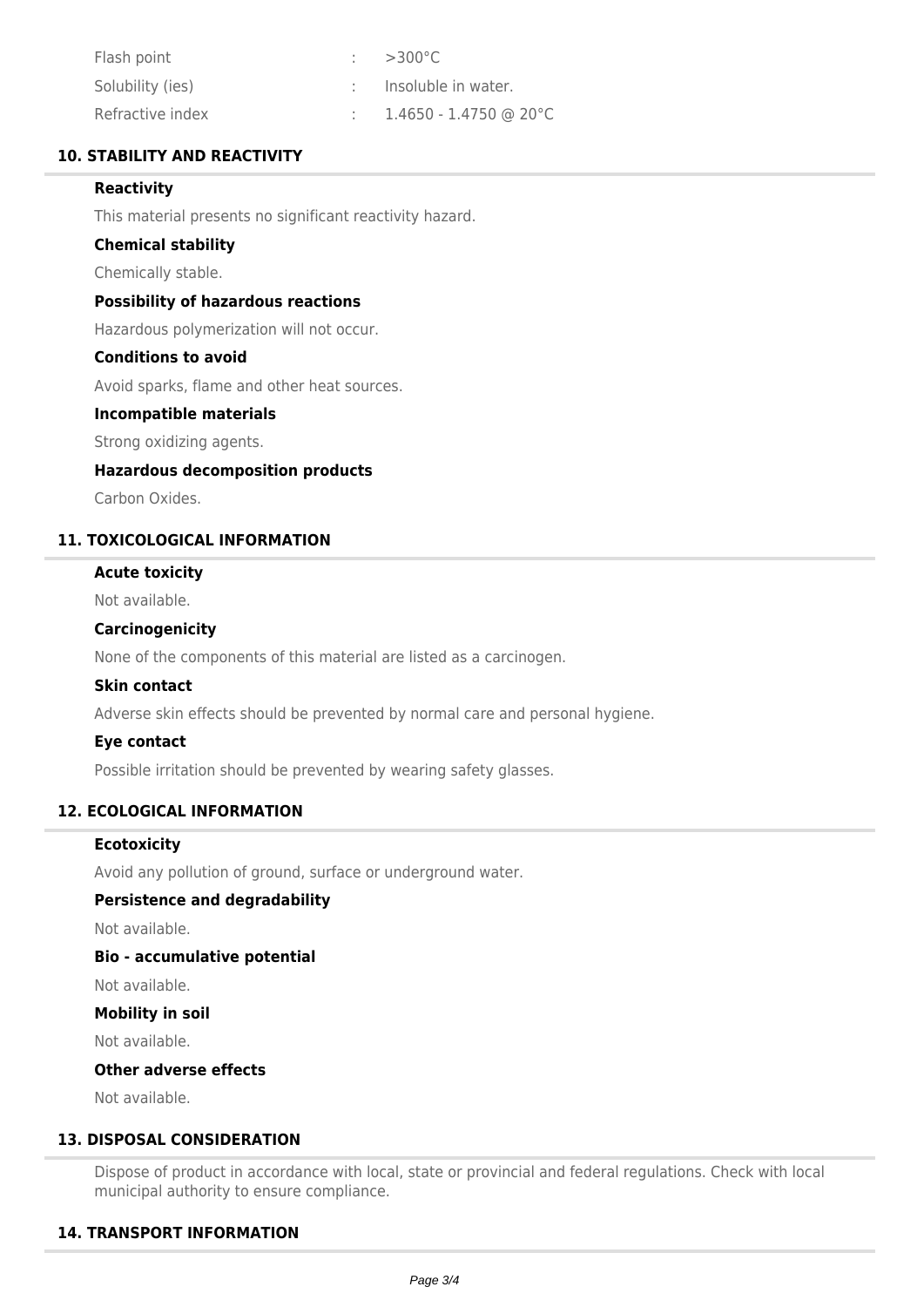| | | |
|---|---|---|
| Flash point | : | >300°C |
| Solubility (ies) | : | Insoluble in water. |
| Refractive index | : | 1.4650 - 1.4750 @ 20°C |

## 10. STABILITY AND REACTIVITY

### Reactivity

This material presents no significant reactivity hazard.

### Chemical stability

Chemically stable.

### Possibility of hazardous reactions

Hazardous polymerization will not occur.

### Conditions to avoid

Avoid sparks, flame and other heat sources.

### Incompatible materials

Strong oxidizing agents.

### Hazardous decomposition products

Carbon Oxides.

## 11. TOXICOLOGICAL INFORMATION

### Acute toxicity

Not available.

### Carcinogenicity

None of the components of this material are listed as a carcinogen.

### Skin contact

Adverse skin effects should be prevented by normal care and personal hygiene.

### Eye contact

Possible irritation should be prevented by wearing safety glasses.

## 12. ECOLOGICAL INFORMATION

### Ecotoxicity

Avoid any pollution of ground, surface or underground water.

### Persistence and degradability

Not available.

### Bio - accumulative potential

Not available.

### Mobility in soil

Not available.

### Other adverse effects

Not available.

## 13. DISPOSAL CONSIDERATION

Dispose of product in accordance with local, state or provincial and federal regulations. Check with local municipal authority to ensure compliance.

## 14. TRANSPORT INFORMATION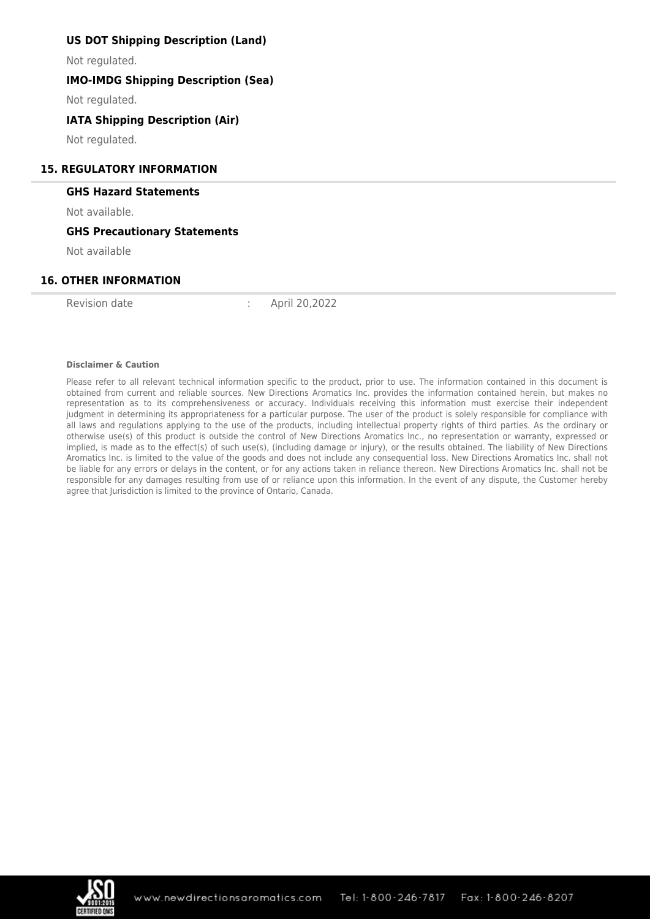### US DOT Shipping Description (Land)

Not regulated.

### IMO-IMDG Shipping Description (Sea)

Not regulated.

### IATA Shipping Description (Air)

Not regulated.

## 15. REGULATORY INFORMATION

### GHS Hazard Statements

Not available.

### GHS Precautionary Statements

Not available

## 16. OTHER INFORMATION

| | | |
|---|---|---|
| Revision date | : | April 20,2022 |

**Disclaimer & Caution**

Please refer to all relevant technical information specific to the product, prior to use. The information contained in this document is obtained from current and reliable sources. New Directions Aromatics Inc. provides the information contained herein, but makes no representation as to its comprehensiveness or accuracy. Individuals receiving this information must exercise their independent judgment in determining its appropriateness for a particular purpose. The user of the product is solely responsible for compliance with all laws and regulations applying to the use of the products, including intellectual property rights of third parties. As the ordinary or otherwise use(s) of this product is outside the control of New Directions Aromatics Inc., no representation or warranty, expressed or implied, is made as to the effect(s) of such use(s), (including damage or injury), or the results obtained. The liability of New Directions Aromatics Inc. is limited to the value of the goods and does not include any consequential loss. New Directions Aromatics Inc. shall not be liable for any errors or delays in the content, or for any actions taken in reliance thereon. New Directions Aromatics Inc. shall not be responsible for any damages resulting from use of or reliance upon this information. In the event of any dispute, the Customer hereby agree that Jurisdiction is limited to the province of Ontario, Canada.